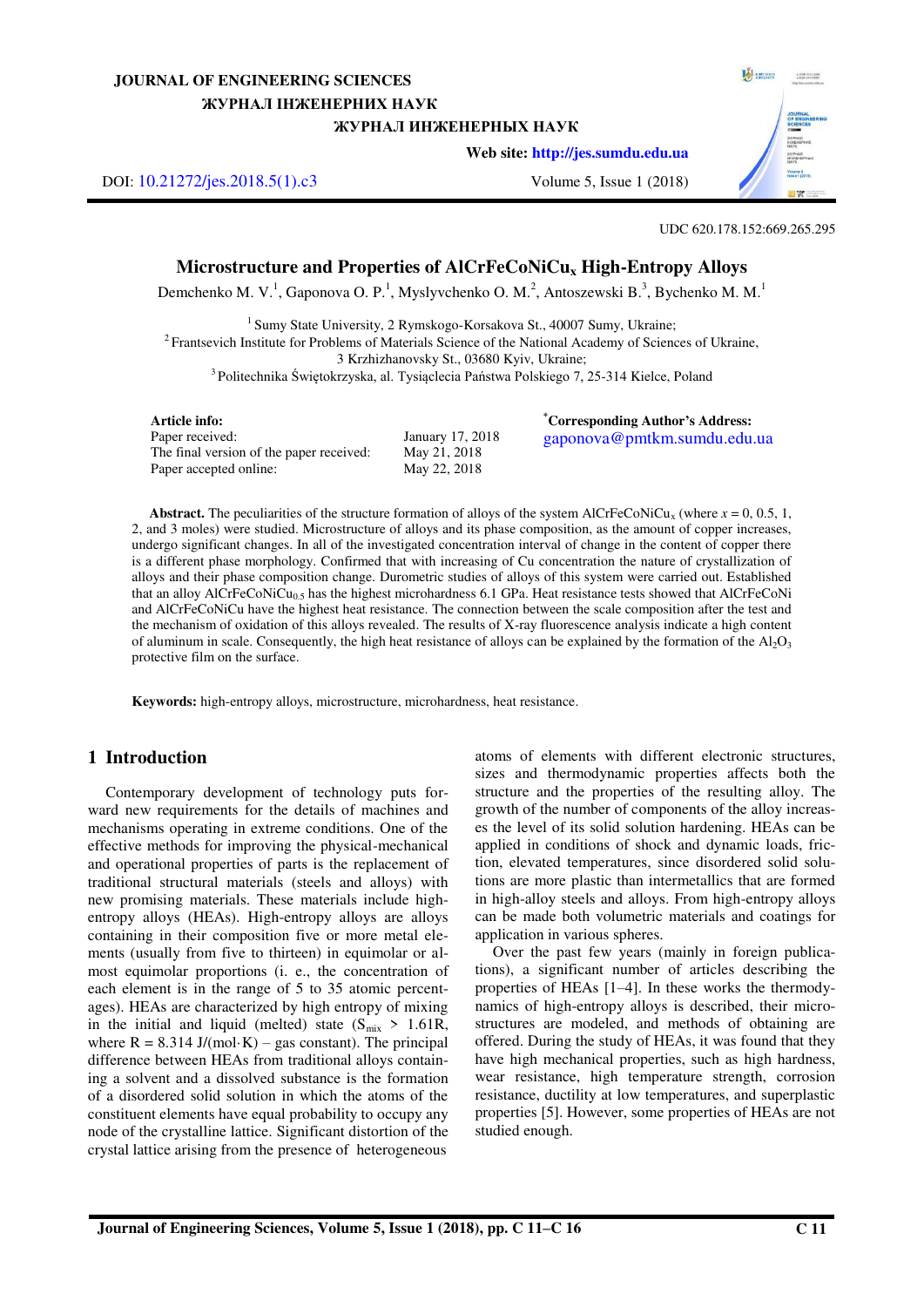JOURNAL OF ENGINEERING SCIENCES

ЖУРНАЛ ІНЖЕНЕРНИХ НАУК

ЖУРНАЛ ИНЖЕНЕРНЫХ НАУК

Web site: http://jes.sumdu.edu.ua

DOI: 10.21272/jes.2018.5(1).c3

UDC 620.178.152:669.265.295

# Microstructure and Properties of $AlCrFeCoNiCu_x$ High-Entropy Alloys

Demchenko M. V.[1], Gaponova O. P.[1], Myslyvchenko O. M.[2], Antoszewski B.[3], Bychenko M. M.[1]

[1] Sumy State University, 2 Rymskogo-Korsakova St., 40007 Sumy, Ukraine;
[2] Frantsevich Institute for Problems of Materials Science of the National Academy of Sciences of Ukraine, 3 Krzhizhanovsky St., 03680 Kyiv, Ukraine;
[3] Politechnika Świętokrzyska, al. Tysiąclecia Państwa Polskiego 7, 25-314 Kielce, Poland

**Article info:**
Paper received: January 17, 2018
The final version of the paper received: May 21, 2018
Paper accepted online: May 22, 2018

[*]**Corresponding Author's Address:**
gaponova@pmtkm.sumdu.edu.ua

**Abstract.** The peculiarities of the structure formation of alloys of the system $AlCrFeCoNiCu_x$ (where $x$ = 0, 0.5, 1, 2, and 3 moles) were studied. Microstructure of alloys and its phase composition, as the amount of copper increases, undergo significant changes. In all of the investigated concentration interval of change in the content of copper there is a different phase morphology. Confirmed that with increasing of Cu concentration the nature of crystallization of alloys and their phase composition change. Durometric studies of alloys of this system were carried out. Established that an alloy $AlCrFeCoNiCu_{0.5}$ has the highest microhardness 6.1 GPa. Heat resistance tests showed that AlCrFeCoNi and AlCrFeCoNiCu have the highest heat resistance. The connection between the scale composition after the test and the mechanism of oxidation of this alloys revealed. The results of X-ray fluorescence analysis indicate a high content of aluminum in scale. Consequently, the high heat resistance of alloys can be explained by the formation of the $Al_2O_3$ protective film on the surface.

**Keywords:** high-entropy alloys, microstructure, microhardness, heat resistance.

## 1 Introduction

Contemporary development of technology puts forward new requirements for the details of machines and mechanisms operating in extreme conditions. One of the effective methods for improving the physical-mechanical and operational properties of parts is the replacement of traditional structural materials (steels and alloys) with new promising materials. These materials include high-entropy alloys (HEAs). High-entropy alloys are alloys containing in their composition five or more metal elements (usually from five to thirteen) in equimolar or almost equimolar proportions (i. e., the concentration of each element is in the range of 5 to 35 atomic percentages). HEAs are characterized by high entropy of mixing in the initial and liquid (melted) state ($S_{mix}$ > 1.61R, where R = 8.314 J/(mol·K) – gas constant). The principal difference between HEAs from traditional alloys containing a solvent and a dissolved substance is the formation of a disordered solid solution in which the atoms of the constituent elements have equal probability to occupy any node of the crystalline lattice. Significant distortion of the crystal lattice arising from the presence of heterogeneous atoms of elements with different electronic structures, sizes and thermodynamic properties affects both the structure and the properties of the resulting alloy. The growth of the number of components of the alloy increases the level of its solid solution hardening. HEAs can be applied in conditions of shock and dynamic loads, friction, elevated temperatures, since disordered solid solutions are more plastic than intermetallics that are formed in high-alloy steels and alloys. From high-entropy alloys can be made both volumetric materials and coatings for application in various spheres.

Over the past few years (mainly in foreign publications), a significant number of articles describing the properties of HEAs [1–4]. In these works the thermodynamics of high-entropy alloys is described, their microstructures are modeled, and methods of obtaining are offered. During the study of HEAs, it was found that they have high mechanical properties, such as high hardness, wear resistance, high temperature strength, corrosion resistance, ductility at low temperatures, and superplastic properties [5]. However, some properties of HEAs are not studied enough.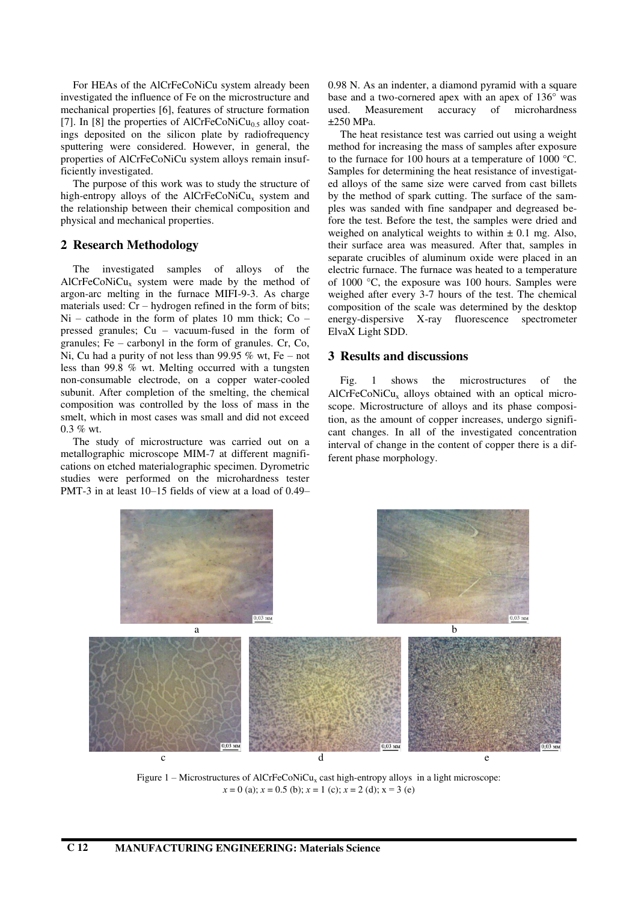For HEAs of the AlCrFeCoNiCu system already been investigated the influence of Fe on the microstructure and mechanical properties [6], features of structure formation [7]. In [8] the properties of $AlCrFeCoNiCu_{0.5}$ alloy coatings deposited on the silicon plate by radiofrequency sputtering were considered. However, in general, the properties of AlCrFeCoNiCu system alloys remain insufficiently investigated.

The purpose of this work was to study the structure of high-entropy alloys of the $AlCrFeCoNiCu_x$ system and the relationship between their chemical composition and physical and mechanical properties.

## 2 Research Methodology

The investigated samples of alloys of the $AlCrFeCoNiCu_x$ system were made by the method of argon-arc melting in the furnace MIFI-9-3. As charge materials used: Cr – hydrogen refined in the form of bits; Ni – cathode in the form of plates 10 mm thick; Co – pressed granules; Cu – vacuum-fused in the form of granules; Fe – carbonyl in the form of granules. Cr, Co, Ni, Cu had a purity of not less than 99.95 % wt, Fe – not less than 99.8 % wt. Melting occurred with a tungsten non-consumable electrode, on a copper water-cooled subunit. After completion of the smelting, the chemical composition was controlled by the loss of mass in the smelt, which in most cases was small and did not exceed 0.3 % wt.

The study of microstructure was carried out on a metallographic microscope MIM-7 at different magnifications on etched materialographic specimen. Dyrometric studies were performed on the microhardness tester PMT-3 in at least 10–15 fields of view at a load of 0.49–0.98 N. As an indenter, a diamond pyramid with a square base and a two-cornered apex with an apex of 136° was used. Measurement accuracy of microhardness ±250 MPa.

The heat resistance test was carried out using a weight method for increasing the mass of samples after exposure to the furnace for 100 hours at a temperature of 1000 °C. Samples for determining the heat resistance of investigated alloys of the same size were carved from cast billets by the method of spark cutting. The surface of the samples was sanded with fine sandpaper and degreased before the test. Before the test, the samples were dried and weighed on analytical weights to within ± 0.1 mg. Also, their surface area was measured. After that, samples in separate crucibles of aluminum oxide were placed in an electric furnace. The furnace was heated to a temperature of 1000 °C, the exposure was 100 hours. Samples were weighed after every 3-7 hours of the test. The chemical composition of the scale was determined by the desktop energy-dispersive X-ray fluorescence spectrometer ElvaX Light SDD.

## 3 Results and discussions

Fig. 1 shows the microstructures of the $AlCrFeCoNiCu_x$ alloys obtained with an optical microscope. Microstructure of alloys and its phase composition, as the amount of copper increases, undergo significant changes. In all of the investigated concentration interval of change in the content of copper there is a different phase morphology.

0,03 мм
a

0,03 мм
b

0,03 мм
c

0,03 мм
d

0,03 мм
e

Figure 1 – Microstructures of $AlCrFeCoNiCu_x$ cast high-entropy alloys in a light microscope: $x = 0$ (a); $x = 0.5$ (b); $x = 1$ (c); $x = 2$ (d); $x = 3$ (e)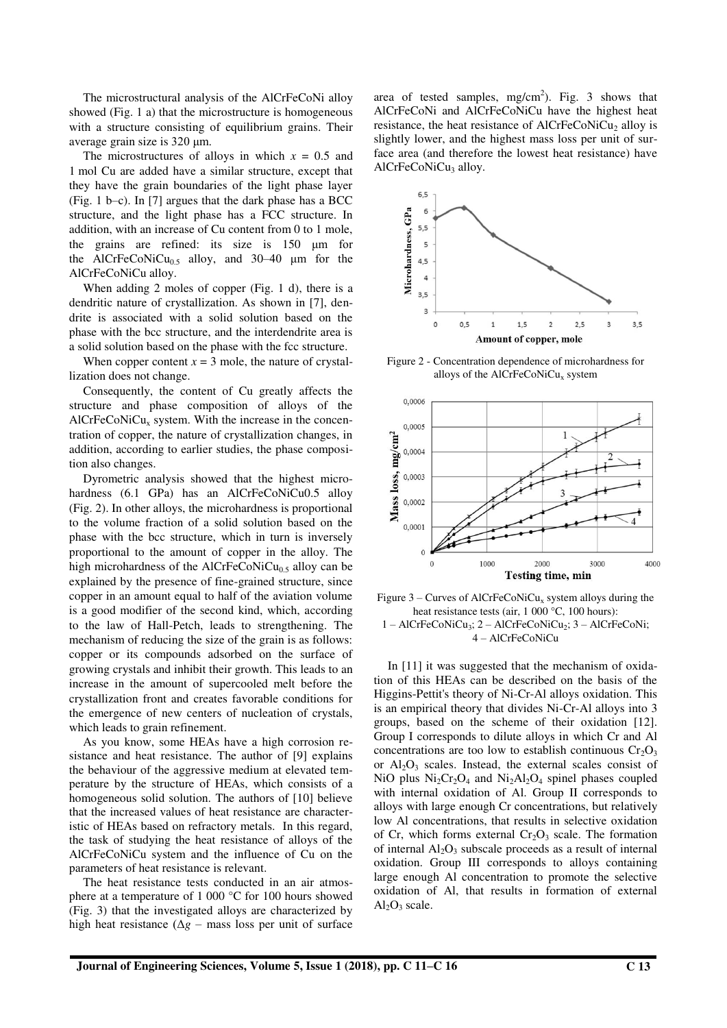The microstructural analysis of the AlCrFeCoNi alloy showed (Fig. 1 a) that the microstructure is homogeneous with a structure consisting of equilibrium grains. Their average grain size is 320 μm.

The microstructures of alloys in which $x = 0.5$ and 1 mol Cu are added have a similar structure, except that they have the grain boundaries of the light phase layer (Fig. 1 b–c). In [7] argues that the dark phase has a BCC structure, and the light phase has a FCC structure. In addition, with an increase of Cu content from 0 to 1 mole, the grains are refined: its size is 150 μm for the $AlCrFeCoNiCu_{0.5}$ alloy, and 30–40 μm for the AlCrFeCoNiCu alloy.

When adding 2 moles of copper (Fig. 1 d), there is a dendritic nature of crystallization. As shown in [7], dendrite is associated with a solid solution based on the phase with the bcc structure, and the interdendrite area is a solid solution based on the phase with the fcc structure.

When copper content $x = 3$ mole, the nature of crystallization does not change.

Consequently, the content of Cu greatly affects the structure and phase composition of alloys of the $AlCrFeCoNiCu_x$ system. With the increase in the concentration of copper, the nature of crystallization changes, in addition, according to earlier studies, the phase composition also changes.

Dyrometric analysis showed that the highest microhardness (6.1 GPa) has an AlCrFeCoNiCu0.5 alloy (Fig. 2). In other alloys, the microhardness is proportional to the volume fraction of a solid solution based on the phase with the bcc structure, which in turn is inversely proportional to the amount of copper in the alloy. The high microhardness of the $AlCrFeCoNiCu_{0.5}$ alloy can be explained by the presence of fine-grained structure, since copper in an amount equal to half of the aviation volume is a good modifier of the second kind, which, according to the law of Hall-Petch, leads to strengthening. The mechanism of reducing the size of the grain is as follows: copper or its compounds adsorbed on the surface of growing crystals and inhibit their growth. This leads to an increase in the amount of supercooled melt before the crystallization front and creates favorable conditions for the emergence of new centers of nucleation of crystals, which leads to grain refinement.

As you know, some HEAs have a high corrosion resistance and heat resistance. The author of [9] explains the behaviour of the aggressive medium at elevated temperature by the structure of HEAs, which consists of a homogeneous solid solution. The authors of [10] believe that the increased values of heat resistance are characteristic of HEAs based on refractory metals. In this regard, the task of studying the heat resistance of alloys of the AlCrFeCoNiCu system and the influence of Cu on the parameters of heat resistance is relevant.

The heat resistance tests conducted in an air atmosphere at a temperature of 1 000 °C for 100 hours showed (Fig. 3) that the investigated alloys are characterized by high heat resistance ($\Delta g$ – mass loss per unit of surface area of tested samples, mg/cm$^2$). Fig. 3 shows that AlCrFeCoNi and AlCrFeCoNiCu have the highest heat resistance, the heat resistance of $AlCrFeCoNiCu_2$ alloy is slightly lower, and the highest mass loss per unit of surface area (and therefore the lowest heat resistance) have $AlCrFeCoNiCu_3$ alloy.

Microhardness, GPa
6,5
6
5,5
5
4,5
4
3,5
3
0 0,5 1 1,5 2 2,5 3 3,5
Amount of copper, mole

Figure 2 - Concentration dependence of microhardness for alloys of the $AlCrFeCoNiCu_x$ system

Mass loss, mg/cm$^2$
0,0006
0,0005
0,0004
0,0003
0,0002
0,0001
0
0 1000 2000 3000 4000
Testing time, min
1
2
3
4

Figure 3 – Curves of $AlCrFeCoNiCu_x$ system alloys during the heat resistance tests (air, 1 000 °C, 100 hours):
1 – $AlCrFeCoNiCu_3$; 2 – $AlCrFeCoNiCu_2$; 3 – AlCrFeCoNi; 4 – AlCrFeCoNiCu

In [11] it was suggested that the mechanism of oxidation of this HEAs can be described on the basis of the Higgins-Pettit's theory of Ni-Cr-Al alloys oxidation. This is an empirical theory that divides Ni-Cr-Al alloys into 3 groups, based on the scheme of their oxidation [12]. Group I corresponds to dilute alloys in which Cr and Al concentrations are too low to establish continuous $Cr_2O_3$ or $Al_2O_3$ scales. Instead, the external scales consist of NiO plus $Ni_2Cr_2O_4$ and $Ni_2Al_2O_4$ spinel phases coupled with internal oxidation of Al. Group II corresponds to alloys with large enough Cr concentrations, but relatively low Al concentrations, that results in selective oxidation of Cr, which forms external $Cr_2O_3$ scale. The formation of internal $Al_2O_3$ subscale proceeds as a result of internal oxidation. Group III corresponds to alloys containing large enough Al concentration to promote the selective oxidation of Al, that results in formation of external $Al_2O_3$ scale.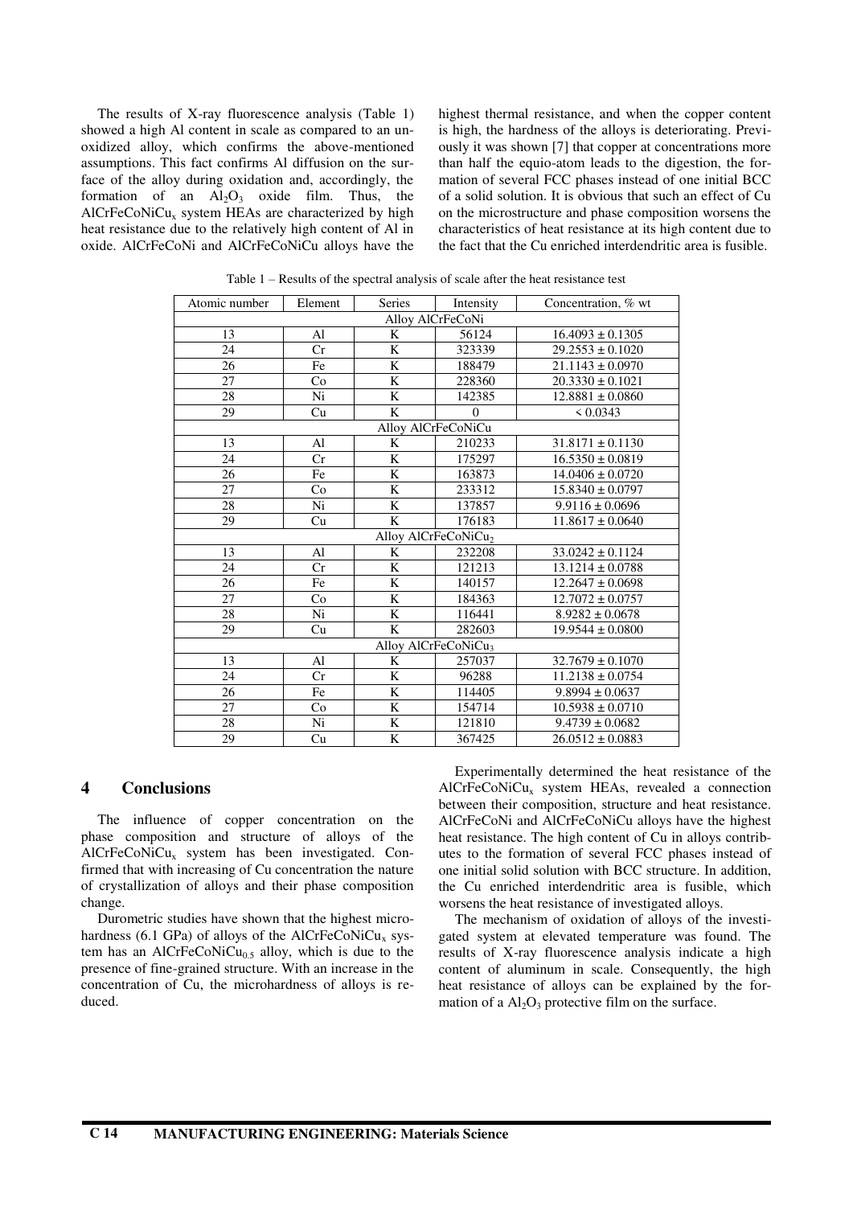The results of X-ray fluorescence analysis (Table 1) showed a high Al content in scale as compared to an unoxidized alloy, which confirms the above-mentioned assumptions. This fact confirms Al diffusion on the surface of the alloy during oxidation and, accordingly, the formation of an $Al_2O_3$ oxide film. Thus, the $AlCrFeCoNiCu_x$ system HEAs are characterized by high heat resistance due to the relatively high content of Al in oxide. AlCrFeCoNi and AlCrFeCoNiCu alloys have the highest thermal resistance, and when the copper content is high, the hardness of the alloys is deteriorating. Previously it was shown [7] that copper at concentrations more than half the equio-atom leads to the digestion, the formation of several FCC phases instead of one initial BCC of a solid solution. It is obvious that such an effect of Cu on the microstructure and phase composition worsens the characteristics of heat resistance at its high content due to the fact that the Cu enriched interdendritic area is fusible.

Table 1 – Results of the spectral analysis of scale after the heat resistance test

| Atomic number | Element | Series | Intensity | Concentration, % wt |
|---|---|---|---|---|
| Alloy AlCrFeCoNi | | | | |
| 13 | Al | K | 56124 | 16.4093 ± 0.1305 |
| 24 | Cr | K | 323339 | 29.2553 ± 0.1020 |
| 26 | Fe | K | 188479 | 21.1143 ± 0.0970 |
| 27 | Co | K | 228360 | 20.3330 ± 0.1021 |
| 28 | Ni | K | 142385 | 12.8881 ± 0.0860 |
| 29 | Cu | K | 0 | < 0.0343 |
| Alloy AlCrFeCoNiCu | | | | |
| 13 | Al | K | 210233 | 31.8171 ± 0.1130 |
| 24 | Cr | K | 175297 | 16.5350 ± 0.0819 |
| 26 | Fe | K | 163873 | 14.0406 ± 0.0720 |
| 27 | Co | K | 233312 | 15.8340 ± 0.0797 |
| 28 | Ni | K | 137857 | 9.9116 ± 0.0696 |
| 29 | Cu | K | 176183 | 11.8617 ± 0.0640 |
| Alloy $AlCrFeCoNiCu_2$ | | | | |
| 13 | Al | K | 232208 | 33.0242 ± 0.1124 |
| 24 | Cr | K | 121213 | 13.1214 ± 0.0788 |
| 26 | Fe | K | 140157 | 12.2647 ± 0.0698 |
| 27 | Co | K | 184363 | 12.7072 ± 0.0757 |
| 28 | Ni | K | 116441 | 8.9282 ± 0.0678 |
| 29 | Cu | K | 282603 | 19.9544 ± 0.0800 |
| Alloy $AlCrFeCoNiCu_3$ | | | | |
| 13 | Al | K | 257037 | 32.7679 ± 0.1070 |
| 24 | Cr | K | 96288 | 11.2138 ± 0.0754 |
| 26 | Fe | K | 114405 | 9.8994 ± 0.0637 |
| 27 | Co | K | 154714 | 10.5938 ± 0.0710 |
| 28 | Ni | K | 121810 | 9.4739 ± 0.0682 |
| 29 | Cu | K | 367425 | 26.0512 ± 0.0883 |

## 4 Conclusions

The influence of copper concentration on the phase composition and structure of alloys of the $AlCrFeCoNiCu_x$ system has been investigated. Confirmed that with increasing of Cu concentration the nature of crystallization of alloys and their phase composition change.

Durometric studies have shown that the highest microhardness (6.1 GPa) of alloys of the $AlCrFeCoNiCu_x$ system has an $AlCrFeCoNiCu_{0.5}$ alloy, which is due to the presence of fine-grained structure. With an increase in the concentration of Cu, the microhardness of alloys is reduced.

Experimentally determined the heat resistance of the $AlCrFeCoNiCu_x$ system HEAs, revealed a connection between their composition, structure and heat resistance. AlCrFeCoNi and AlCrFeCoNiCu alloys have the highest heat resistance. The high content of Cu in alloys contributes to the formation of several FCC phases instead of one initial solid solution with BCC structure. In addition, the Cu enriched interdendritic area is fusible, which worsens the heat resistance of investigated alloys.

The mechanism of oxidation of alloys of the investigated system at elevated temperature was found. The results of X-ray fluorescence analysis indicate a high content of aluminum in scale. Consequently, the high heat resistance of alloys can be explained by the formation of a $Al_2O_3$ protective film on the surface.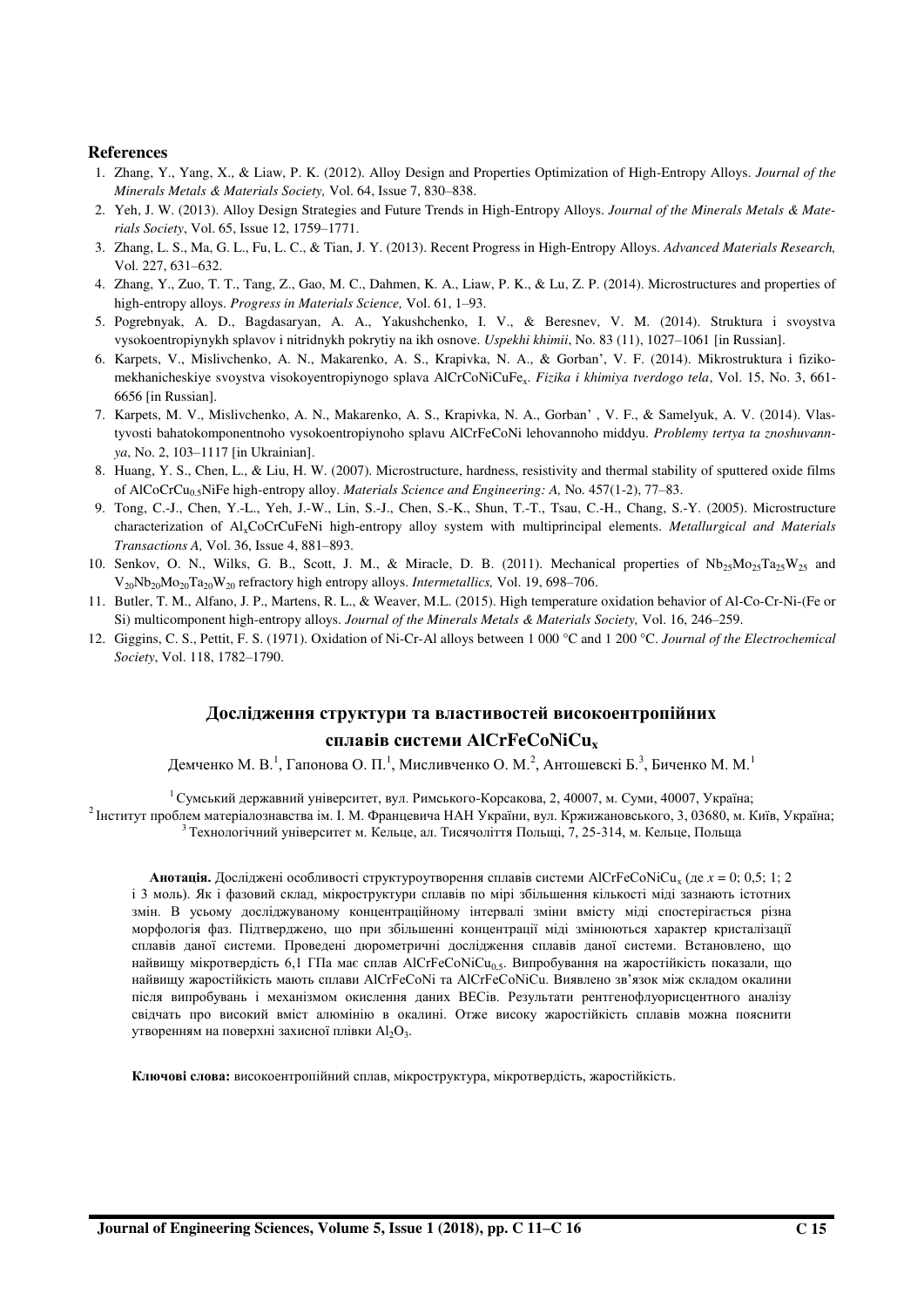## References

1. Zhang, Y., Yang, X., & Liaw, P. K. (2012). Alloy Design and Properties Optimization of High-Entropy Alloys. *Journal of the Minerals Metals & Materials Society,* Vol. 64, Issue 7, 830–838.
2. Yeh, J. W. (2013). Alloy Design Strategies and Future Trends in High-Entropy Alloys. *Journal of the Minerals Metals & Materials Society*, Vol. 65, Issue 12, 1759–1771.
3. Zhang, L. S., Ma, G. L., Fu, L. C., & Tian, J. Y. (2013). Recent Progress in High-Entropy Alloys. *Advanced Materials Research,* Vol. 227, 631–632.
4. Zhang, Y., Zuo, T. T., Tang, Z., Gao, M. C., Dahmen, K. A., Liaw, P. K., & Lu, Z. P. (2014). Microstructures and properties of high-entropy alloys. *Progress in Materials Science,* Vol. 61, 1–93.
5. Pogrebnyak, A. D., Bagdasaryan, A. A., Yakushchenko, I. V., & Beresnev, V. M. (2014). Struktura i svoystva vysokoentropiynykh splavov i nitridnykh pokrytiy na ikh osnove. *Uspekhi khimii*, No. 83 (11), 1027–1061 [in Russian].
6. Karpets, V., Mislivchenko, A. N., Makarenko, A. S., Krapivka, N. A., & Gorban', V. F. (2014). Mikrostruktura i fiziko-mekhanicheskiye svoystva visokoyentropiynogo splava $AlCrCoNiCuFe_x$. *Fizika i khimiya tverdogo tela*, Vol. 15, No. 3, 661-6656 [in Russian].
7. Karpets, M. V., Mislivchenko, A. N., Makarenko, A. S., Krapivka, N. A., Gorban' , V. F., & Samelyuk, A. V. (2014). Vlastyvosti bahatokomponentnoho vysokoentropiynoho splavu AlCrFeCoNi lehovannoho middyu. *Problemy tertya ta znoshuvannya*, No. 2, 103–1117 [in Ukrainian].
8. Huang, Y. S., Chen, L., & Liu, H. W. (2007). Microstructure, hardness, resistivity and thermal stability of sputtered oxide films of $AlCoCrCu_{0.5}NiFe$ high-entropy alloy. *Materials Science and Engineering: A,* No. 457(1-2), 77–83.
9. Tong, C.-J., Chen, Y.-L., Yeh, J.-W., Lin, S.-J., Chen, S.-K., Shun, T.-T., Tsau, C.-H., Chang, S.-Y. (2005). Microstructure characterization of $Al_xCoCrCuFeNi$ high-entropy alloy system with multiprincipal elements. *Metallurgical and Materials Transactions A,* Vol. 36, Issue 4, 881–893.
10. Senkov, O. N., Wilks, G. B., Scott, J. M., & Miracle, D. B. (2011). Mechanical properties of $Nb_{25}Mo_{25}Ta_{25}W_{25}$ and $V_{20}Nb_{20}Mo_{20}Ta_{20}W_{20}$ refractory high entropy alloys. *Intermetallics,* Vol. 19, 698–706.
11. Butler, T. M., Alfano, J. P., Martens, R. L., & Weaver, M.L. (2015). High temperature oxidation behavior of Al-Co-Cr-Ni-(Fe or Si) multicomponent high-entropy alloys. *Journal of the Minerals Metals & Materials Society,* Vol. 16, 246–259.
12. Giggins, C. S., Pettit, F. S. (1971). Oxidation of Ni-Cr-Al alloys between 1 000 °C and 1 200 °C. *Journal of the Electrochemical Society*, Vol. 118, 1782–1790.

## Дослідження структури та властивостей високоентропійних сплавів системи $AlCrFeCoNiCu_x$

Демченко М. В.[1], Гапонова О. П.[1], Мисливченко О. М.[2], Антошевскі Б.[3], Биченко М. М.[1]

[1] Сумський державний університет, вул. Римського-Корсакова, 2, 40007, м. Суми, 40007, Україна;
[2] Інститут проблем матеріалознавства ім. І. М. Францевича НАН України, вул. Кржижановського, 3, 03680, м. Київ, Україна;
[3] Технологічний університет м. Кельце, ал. Тисячоліття Польщі, 7, 25-314, м. Кельце, Польща

**Анотація.** Досліджені особливості структуроутворення сплавів системи $AlCrFeCoNiCu_x$ (де $x$ = 0; 0,5; 1; 2 і 3 моль). Як і фазовий склад, мікроструктури сплавів по мірі збільшення кількості міді зазнають істотних змін. В усьому досліджуваному концентраційному інтервалі зміни вмісту міді спостерігається різна морфологія фаз. Підтверджено, що при збільшенні концентрації міді змінюються характер кристалізації сплавів даної системи. Проведені дюрометричні дослідження сплавів даної системи. Встановлено, що найвищу мікротвердість 6,1 ГПа має сплав $AlCrFeCoNiCu_{0,5}$. Випробування на жаростійкість показали, що найвищу жаростійкість мають сплави AlCrFeCoNi та AlCrFeCoNiCu. Виявлено зв'язок між складом окалини після випробувань і механізмом окислення даних ВЕСів. Результати рентгенофлуорисцентного аналізу свідчать про високий вміст алюмінію в окалині. Отже високу жаростійкість сплавів можна пояснити утворенням на поверхні захисної плівки $Al_2O_3$.

**Ключові слова:** високоентропійний сплав, мікроструктура, мікротвердість, жаростійкість.